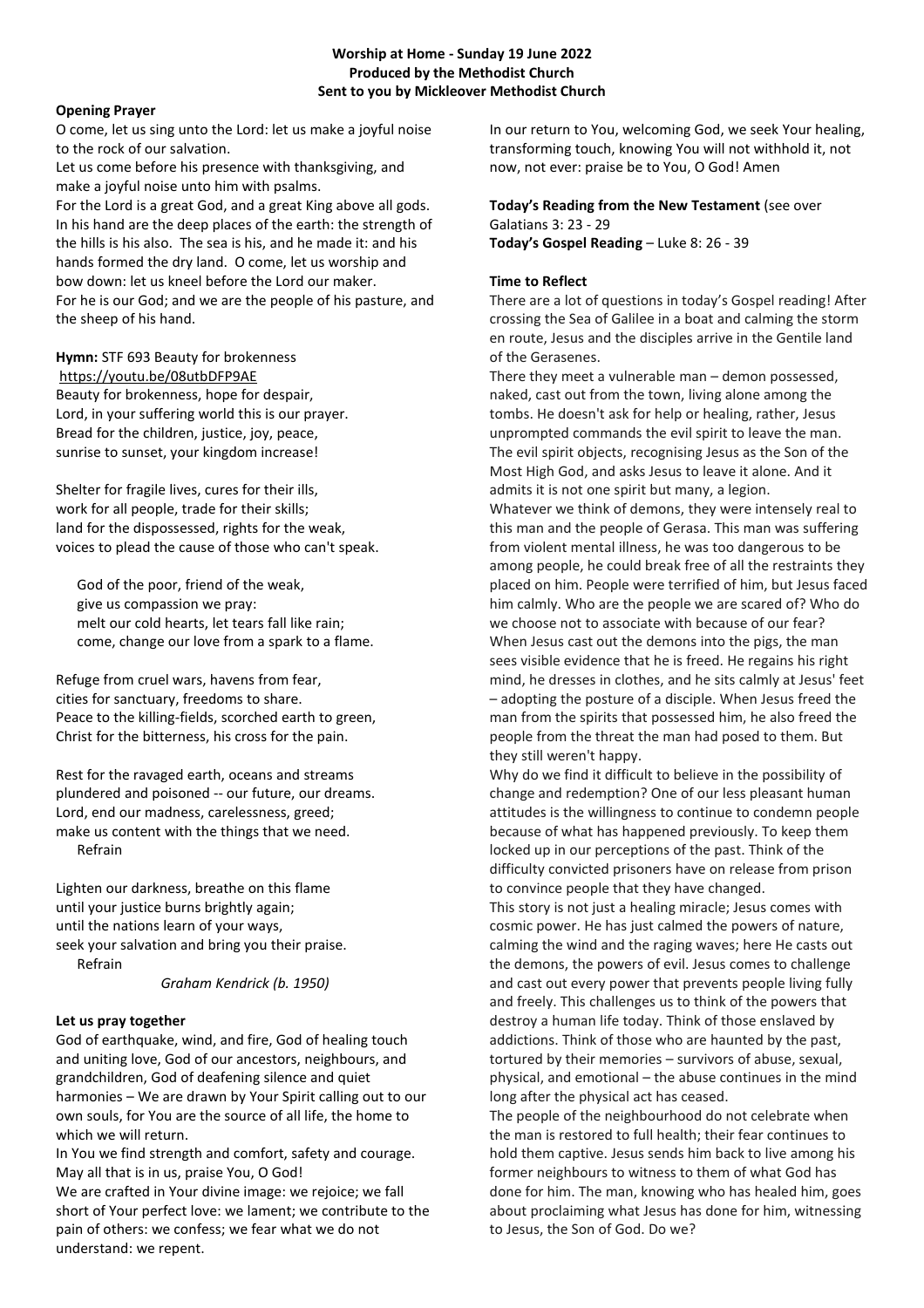**Worship at Home - Sunday 19 June 2022**
**Produced by the Methodist Church**
**Sent to you by Mickleover Methodist Church**

**Opening Prayer**

O come, let us sing unto the Lord: let us make a joyful noise to the rock of our salvation.
Let us come before his presence with thanksgiving, and make a joyful noise unto him with psalms.
For the Lord is a great God, and a great King above all gods. In his hand are the deep places of the earth: the strength of the hills is his also. The sea is his, and he made it: and his hands formed the dry land. O come, let us worship and bow down: let us kneel before the Lord our maker.
For he is our God; and we are the people of his pasture, and the sheep of his hand.

**Hymn:** STF 693 Beauty for brokenness
https://youtu.be/08utbDFP9AE

Beauty for brokenness, hope for despair,
Lord, in your suffering world this is our prayer.
Bread for the children, justice, joy, peace,
sunrise to sunset, your kingdom increase!

Shelter for fragile lives, cures for their ills,
work for all people, trade for their skills;
land for the dispossessed, rights for the weak,
voices to plead the cause of those who can't speak.

God of the poor, friend of the weak,
give us compassion we pray:
melt our cold hearts, let tears fall like rain;
come, change our love from a spark to a flame.

Refuge from cruel wars, havens from fear,
cities for sanctuary, freedoms to share.
Peace to the killing-fields, scorched earth to green,
Christ for the bitterness, his cross for the pain.

Rest for the ravaged earth, oceans and streams
plundered and poisoned -- our future, our dreams.
Lord, end our madness, carelessness, greed;
make us content with the things that we need.
Refrain

Lighten our darkness, breathe on this flame
until your justice burns brightly again;
until the nations learn of your ways,
seek your salvation and bring you their praise.
Refrain

*Graham Kendrick (b. 1950)*

**Let us pray together**

God of earthquake, wind, and fire, God of healing touch and uniting love, God of our ancestors, neighbours, and grandchildren, God of deafening silence and quiet harmonies – We are drawn by Your Spirit calling out to our own souls, for You are the source of all life, the home to which we will return.
In You we find strength and comfort, safety and courage. May all that is in us, praise You, O God!
We are crafted in Your divine image: we rejoice; we fall short of Your perfect love: we lament; we contribute to the pain of others: we confess; we fear what we do not understand: we repent.
In our return to You, welcoming God, we seek Your healing, transforming touch, knowing You will not withhold it, not now, not ever: praise be to You, O God! Amen

**Today's Reading from the New Testament** (see over
Galatians 3: 23 - 29
**Today's Gospel Reading** – Luke 8: 26 - 39

**Time to Reflect**

There are a lot of questions in today's Gospel reading! After crossing the Sea of Galilee in a boat and calming the storm en route, Jesus and the disciples arrive in the Gentile land of the Gerasenes.
There they meet a vulnerable man – demon possessed, naked, cast out from the town, living alone among the tombs. He doesn't ask for help or healing, rather, Jesus unprompted commands the evil spirit to leave the man. The evil spirit objects, recognising Jesus as the Son of the Most High God, and asks Jesus to leave it alone. And it admits it is not one spirit but many, a legion.
Whatever we think of demons, they were intensely real to this man and the people of Gerasa. This man was suffering from violent mental illness, he was too dangerous to be among people, he could break free of all the restraints they placed on him. People were terrified of him, but Jesus faced him calmly. Who are the people we are scared of? Who do we choose not to associate with because of our fear?
When Jesus cast out the demons into the pigs, the man sees visible evidence that he is freed. He regains his right mind, he dresses in clothes, and he sits calmly at Jesus' feet – adopting the posture of a disciple. When Jesus freed the man from the spirits that possessed him, he also freed the people from the threat the man had posed to them. But they still weren't happy.
Why do we find it difficult to believe in the possibility of change and redemption? One of our less pleasant human attitudes is the willingness to continue to condemn people because of what has happened previously. To keep them locked up in our perceptions of the past. Think of the difficulty convicted prisoners have on release from prison to convince people that they have changed.
This story is not just a healing miracle; Jesus comes with cosmic power. He has just calmed the powers of nature, calming the wind and the raging waves; here He casts out the demons, the powers of evil. Jesus comes to challenge and cast out every power that prevents people living fully and freely. This challenges us to think of the powers that destroy a human life today. Think of those enslaved by addictions. Think of those who are haunted by the past, tortured by their memories – survivors of abuse, sexual, physical, and emotional – the abuse continues in the mind long after the physical act has ceased.
The people of the neighbourhood do not celebrate when the man is restored to full health; their fear continues to hold them captive. Jesus sends him back to live among his former neighbours to witness to them of what God has done for him. The man, knowing who has healed him, goes about proclaiming what Jesus has done for him, witnessing to Jesus, the Son of God. Do we?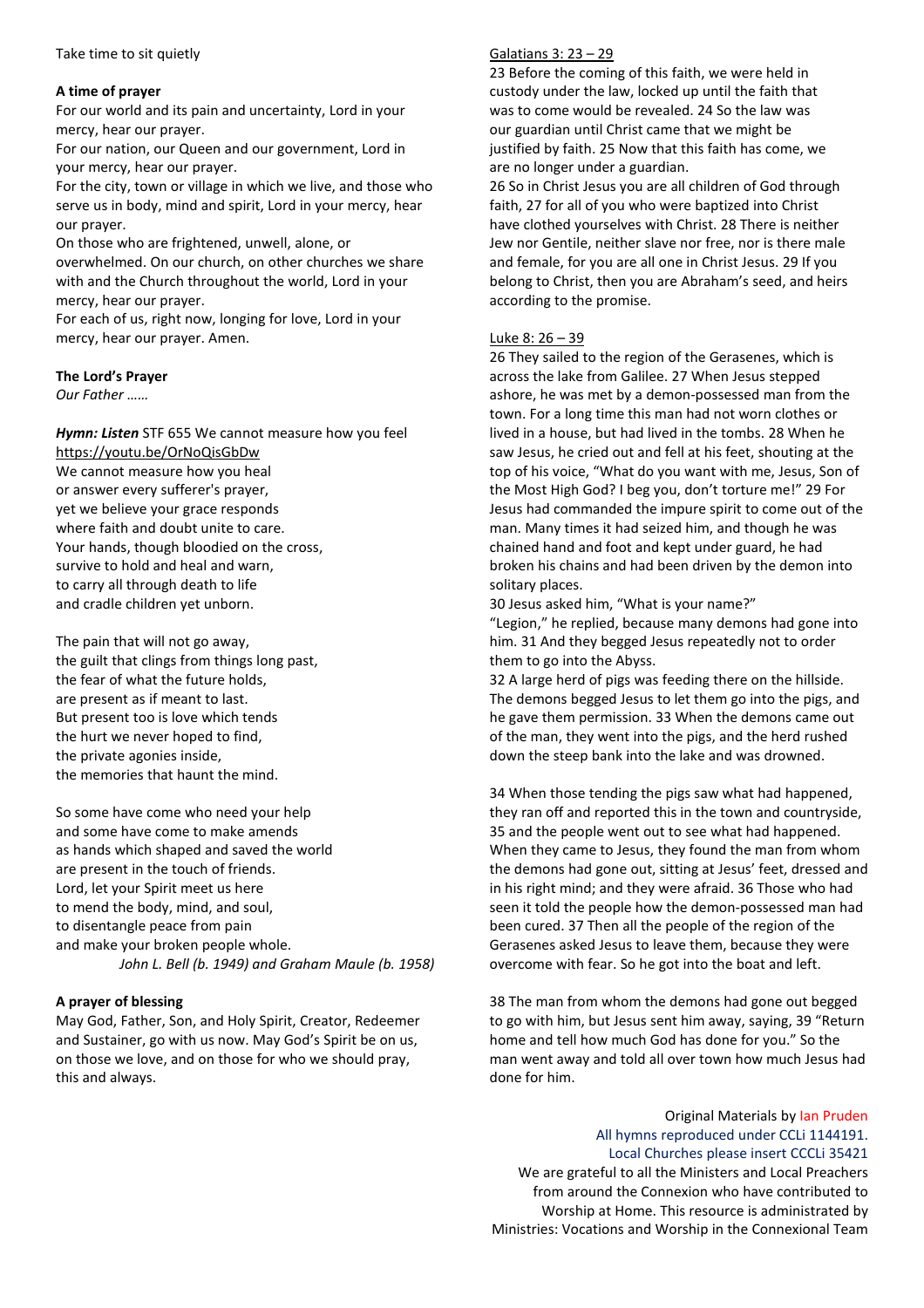Take time to sit quietly

**A time of prayer**

For our world and its pain and uncertainty, Lord in your mercy, hear our prayer.
For our nation, our Queen and our government, Lord in your mercy, hear our prayer.
For the city, town or village in which we live, and those who serve us in body, mind and spirit, Lord in your mercy, hear our prayer.
On those who are frightened, unwell, alone, or overwhelmed. On our church, on other churches we share with and the Church throughout the world, Lord in your mercy, hear our prayer.
For each of us, right now, longing for love, Lord in your mercy, hear our prayer. Amen.

**The Lord's Prayer**

*Our Father ……*

***Hymn: Listen*** STF 655 We cannot measure how you feel
https://youtu.be/OrNoQisGbDw

We cannot measure how you heal
or answer every sufferer's prayer,
yet we believe your grace responds
where faith and doubt unite to care.
Your hands, though bloodied on the cross,
survive to hold and heal and warn,
to carry all through death to life
and cradle children yet unborn.

The pain that will not go away,
the guilt that clings from things long past,
the fear of what the future holds,
are present as if meant to last.
But present too is love which tends
the hurt we never hoped to find,
the private agonies inside,
the memories that haunt the mind.

So some have come who need your help
and some have come to make amends
as hands which shaped and saved the world
are present in the touch of friends.
Lord, let your Spirit meet us here
to mend the body, mind, and soul,
to disentangle peace from pain
and make your broken people whole.

*John L. Bell (b. 1949) and Graham Maule (b. 1958)*

**A prayer of blessing**

May God, Father, Son, and Holy Spirit, Creator, Redeemer and Sustainer, go with us now. May God's Spirit be on us, on those we love, and on those for who we should pray, this and always.

Galatians 3: 23 – 29

23 Before the coming of this faith, we were held in custody under the law, locked up until the faith that was to come would be revealed. 24 So the law was our guardian until Christ came that we might be justified by faith. 25 Now that this faith has come, we are no longer under a guardian.
26 So in Christ Jesus you are all children of God through faith, 27 for all of you who were baptized into Christ have clothed yourselves with Christ. 28 There is neither Jew nor Gentile, neither slave nor free, nor is there male and female, for you are all one in Christ Jesus. 29 If you belong to Christ, then you are Abraham's seed, and heirs according to the promise.

Luke 8: 26 – 39

26 They sailed to the region of the Gerasenes, which is across the lake from Galilee. 27 When Jesus stepped ashore, he was met by a demon-possessed man from the town. For a long time this man had not worn clothes or lived in a house, but had lived in the tombs. 28 When he saw Jesus, he cried out and fell at his feet, shouting at the top of his voice, "What do you want with me, Jesus, Son of the Most High God? I beg you, don't torture me!" 29 For Jesus had commanded the impure spirit to come out of the man. Many times it had seized him, and though he was chained hand and foot and kept under guard, he had broken his chains and had been driven by the demon into solitary places.
30 Jesus asked him, "What is your name?"
"Legion," he replied, because many demons had gone into him. 31 And they begged Jesus repeatedly not to order them to go into the Abyss.
32 A large herd of pigs was feeding there on the hillside. The demons begged Jesus to let them go into the pigs, and he gave them permission. 33 When the demons came out of the man, they went into the pigs, and the herd rushed down the steep bank into the lake and was drowned.

34 When those tending the pigs saw what had happened, they ran off and reported this in the town and countryside, 35 and the people went out to see what had happened. When they came to Jesus, they found the man from whom the demons had gone out, sitting at Jesus' feet, dressed and in his right mind; and they were afraid. 36 Those who had seen it told the people how the demon-possessed man had been cured. 37 Then all the people of the region of the Gerasenes asked Jesus to leave them, because they were overcome with fear. So he got into the boat and left.

38 The man from whom the demons had gone out begged to go with him, but Jesus sent him away, saying, 39 "Return home and tell how much God has done for you." So the man went away and told all over town how much Jesus had done for him.

Original Materials by Ian Pruden
All hymns reproduced under CCLi 1144191.
Local Churches please insert CCCLi 35421
We are grateful to all the Ministers and Local Preachers from around the Connexion who have contributed to Worship at Home. This resource is administrated by Ministries: Vocations and Worship in the Connexional Team